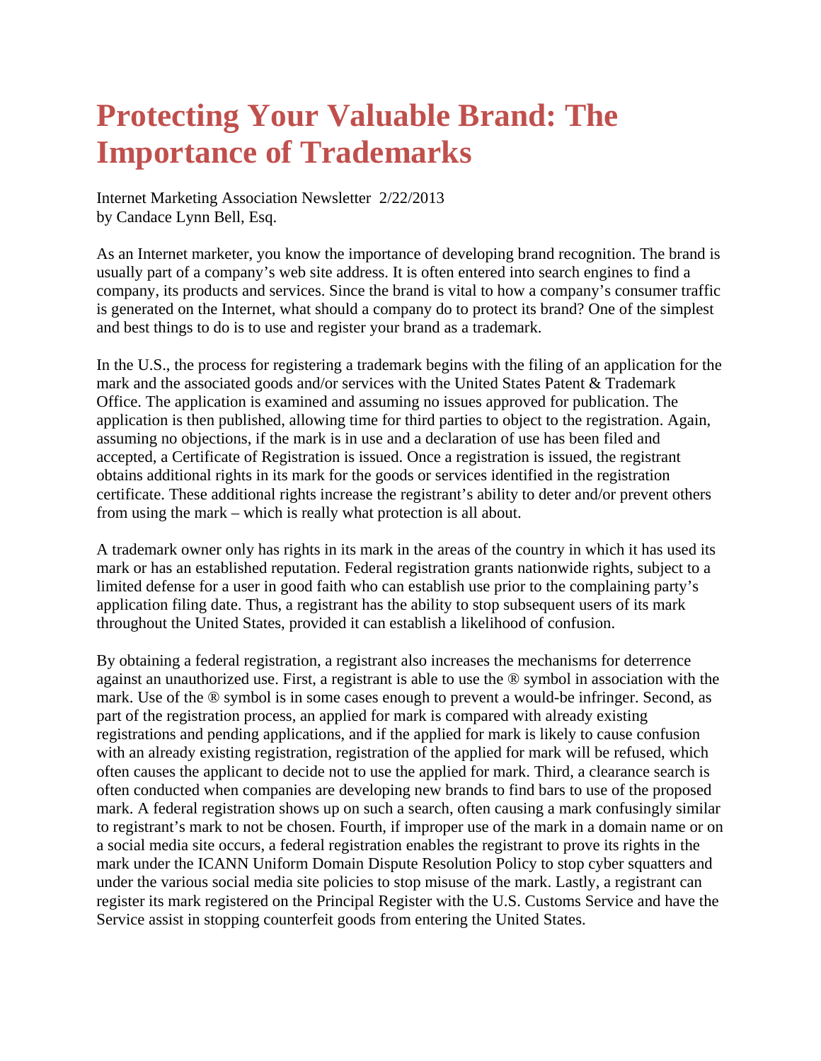# Protecting Your Valuable Brand: The Importance of Trademarks

Internet Marketing Association Newsletter 2/22/2013
by Candace Lynn Bell, Esq.

As an Internet marketer, you know the importance of developing brand recognition. The brand is usually part of a company's web site address. It is often entered into search engines to find a company, its products and services. Since the brand is vital to how a company's consumer traffic is generated on the Internet, what should a company do to protect its brand? One of the simplest and best things to do is to use and register your brand as a trademark.

In the U.S., the process for registering a trademark begins with the filing of an application for the mark and the associated goods and/or services with the United States Patent & Trademark Office. The application is examined and assuming no issues approved for publication. The application is then published, allowing time for third parties to object to the registration. Again, assuming no objections, if the mark is in use and a declaration of use has been filed and accepted, a Certificate of Registration is issued. Once a registration is issued, the registrant obtains additional rights in its mark for the goods or services identified in the registration certificate. These additional rights increase the registrant's ability to deter and/or prevent others from using the mark – which is really what protection is all about.

A trademark owner only has rights in its mark in the areas of the country in which it has used its mark or has an established reputation. Federal registration grants nationwide rights, subject to a limited defense for a user in good faith who can establish use prior to the complaining party's application filing date. Thus, a registrant has the ability to stop subsequent users of its mark throughout the United States, provided it can establish a likelihood of confusion.

By obtaining a federal registration, a registrant also increases the mechanisms for deterrence against an unauthorized use. First, a registrant is able to use the ® symbol in association with the mark. Use of the ® symbol is in some cases enough to prevent a would-be infringer. Second, as part of the registration process, an applied for mark is compared with already existing registrations and pending applications, and if the applied for mark is likely to cause confusion with an already existing registration, registration of the applied for mark will be refused, which often causes the applicant to decide not to use the applied for mark. Third, a clearance search is often conducted when companies are developing new brands to find bars to use of the proposed mark. A federal registration shows up on such a search, often causing a mark confusingly similar to registrant's mark to not be chosen. Fourth, if improper use of the mark in a domain name or on a social media site occurs, a federal registration enables the registrant to prove its rights in the mark under the ICANN Uniform Domain Dispute Resolution Policy to stop cyber squatters and under the various social media site policies to stop misuse of the mark. Lastly, a registrant can register its mark registered on the Principal Register with the U.S. Customs Service and have the Service assist in stopping counterfeit goods from entering the United States.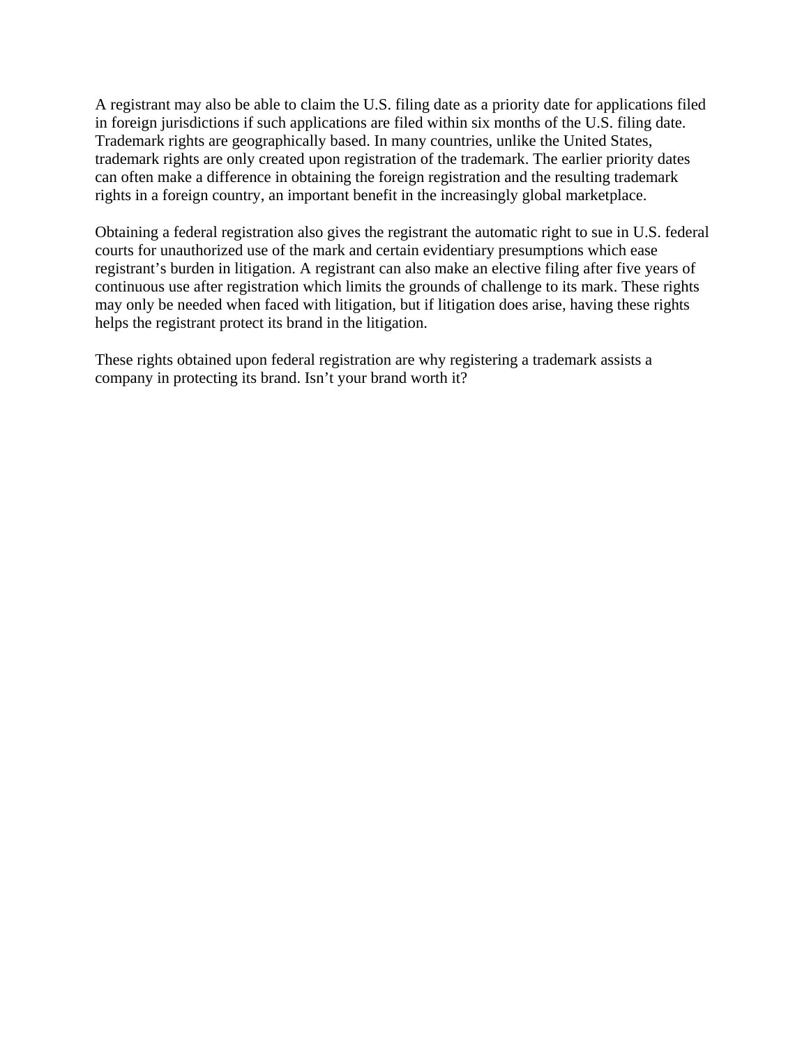A registrant may also be able to claim the U.S. filing date as a priority date for applications filed in foreign jurisdictions if such applications are filed within six months of the U.S. filing date. Trademark rights are geographically based. In many countries, unlike the United States, trademark rights are only created upon registration of the trademark. The earlier priority dates can often make a difference in obtaining the foreign registration and the resulting trademark rights in a foreign country, an important benefit in the increasingly global marketplace.

Obtaining a federal registration also gives the registrant the automatic right to sue in U.S. federal courts for unauthorized use of the mark and certain evidentiary presumptions which ease registrant's burden in litigation. A registrant can also make an elective filing after five years of continuous use after registration which limits the grounds of challenge to its mark. These rights may only be needed when faced with litigation, but if litigation does arise, having these rights helps the registrant protect its brand in the litigation.

These rights obtained upon federal registration are why registering a trademark assists a company in protecting its brand. Isn't your brand worth it?